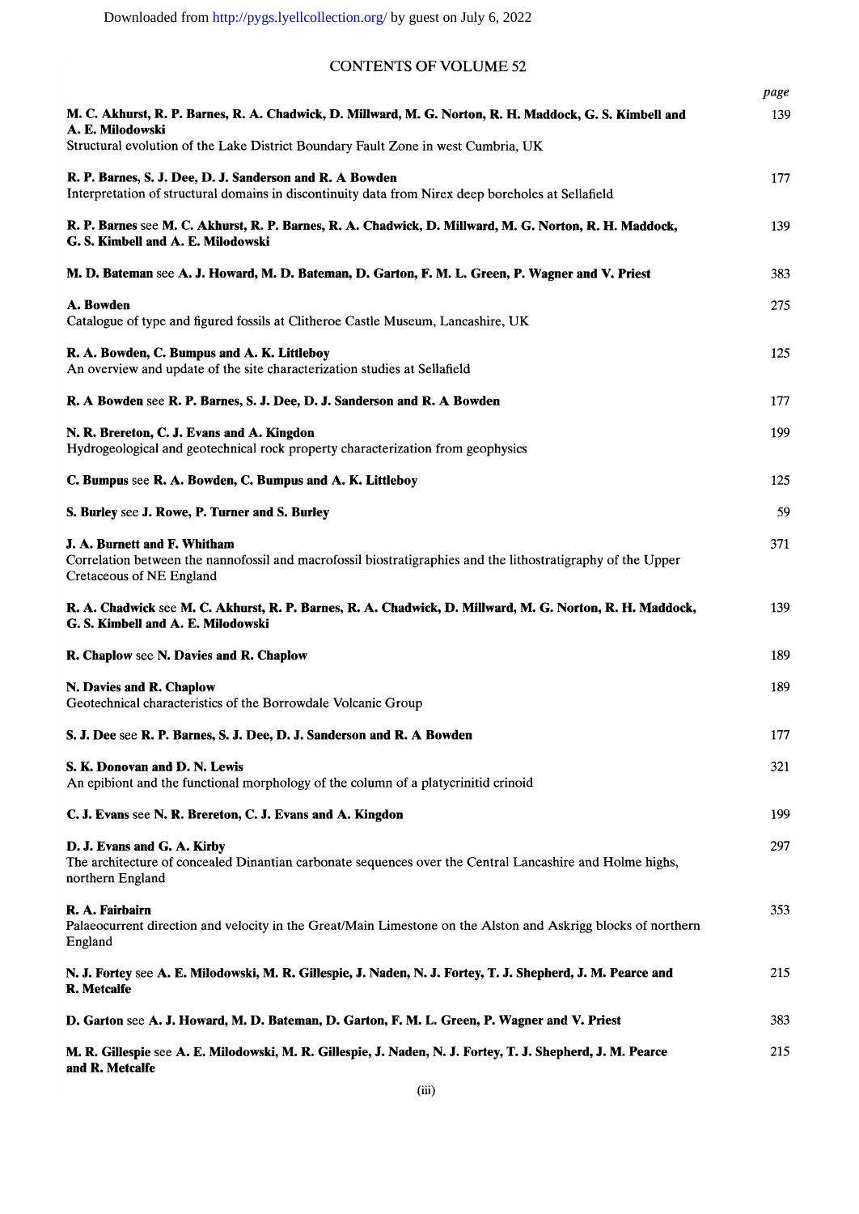# CONTENTS OF VOLUME 52

| | page |
|---|---|
| **M. C. Akhurst, R. P. Barnes, R. A. Chadwick, D. Millward, M. G. Norton, R. H. Maddock, G. S. Kimbell and A. E. Milodowski**<br>Structural evolution of the Lake District Boundary Fault Zone in west Cumbria, UK | 139 |
| **R. P. Barnes, S. J. Dee, D. J. Sanderson and R. A Bowden**<br>Interpretation of structural domains in discontinuity data from Nirex deep boreholes at Sellafield | 177 |
| **R. P. Barnes** see **M. C. Akhurst, R. P. Barnes, R. A. Chadwick, D. Millward, M. G. Norton, R. H. Maddock, G. S. Kimbell and A. E. Milodowski** | 139 |
| **M. D. Bateman** see **A. J. Howard, M. D. Bateman, D. Garton, F. M. L. Green, P. Wagner and V. Priest** | 383 |
| **A. Bowden**<br>Catalogue of type and figured fossils at Clitheroe Castle Museum, Lancashire, UK | 275 |
| **R. A. Bowden, C. Bumpus and A. K. Littleboy**<br>An overview and update of the site characterization studies at Sellafield | 125 |
| **R. A Bowden** see **R. P. Barnes, S. J. Dee, D. J. Sanderson and R. A Bowden** | 177 |
| **N. R. Brereton, C. J. Evans and A. Kingdon**<br>Hydrogeological and geotechnical rock property characterization from geophysics | 199 |
| **C. Bumpus** see **R. A. Bowden, C. Bumpus and A. K. Littleboy** | 125 |
| **S. Burley** see **J. Rowe, P. Turner and S. Burley** | 59 |
| **J. A. Burnett and F. Whitham**<br>Correlation between the nannofossil and macrofossil biostratigraphies and the lithostratigraphy of the Upper Cretaceous of NE England | 371 |
| **R. A. Chadwick** see **M. C. Akhurst, R. P. Barnes, R. A. Chadwick, D. Millward, M. G. Norton, R. H. Maddock, G. S. Kimbell and A. E. Milodowski** | 139 |
| **R. Chaplow** see **N. Davies and R. Chaplow** | 189 |
| **N. Davies and R. Chaplow**<br>Geotechnical characteristics of the Borrowdale Volcanic Group | 189 |
| **S. J. Dee** see **R. P. Barnes, S. J. Dee, D. J. Sanderson and R. A Bowden** | 177 |
| **S. K. Donovan and D. N. Lewis**<br>An epibiont and the functional morphology of the column of a platycrinitid crinoid | 321 |
| **C. J. Evans** see **N. R. Brereton, C. J. Evans and A. Kingdon** | 199 |
| **D. J. Evans and G. A. Kirby**<br>The architecture of concealed Dinantian carbonate sequences over the Central Lancashire and Holme highs, northern England | 297 |
| **R. A. Fairbairn**<br>Palaeocurrent direction and velocity in the Great/Main Limestone on the Alston and Askrigg blocks of northern England | 353 |
| **N. J. Fortey** see **A. E. Milodowski, M. R. Gillespie, J. Naden, N. J. Fortey, T. J. Shepherd, J. M. Pearce and R. Metcalfe** | 215 |
| **D. Garton** see **A. J. Howard, M. D. Bateman, D. Garton, F. M. L. Green, P. Wagner and V. Priest** | 383 |
| **M. R. Gillespie** see **A. E. Milodowski, M. R. Gillespie, J. Naden, N. J. Fortey, T. J. Shepherd, J. M. Pearce and R. Metcalfe** | 215 |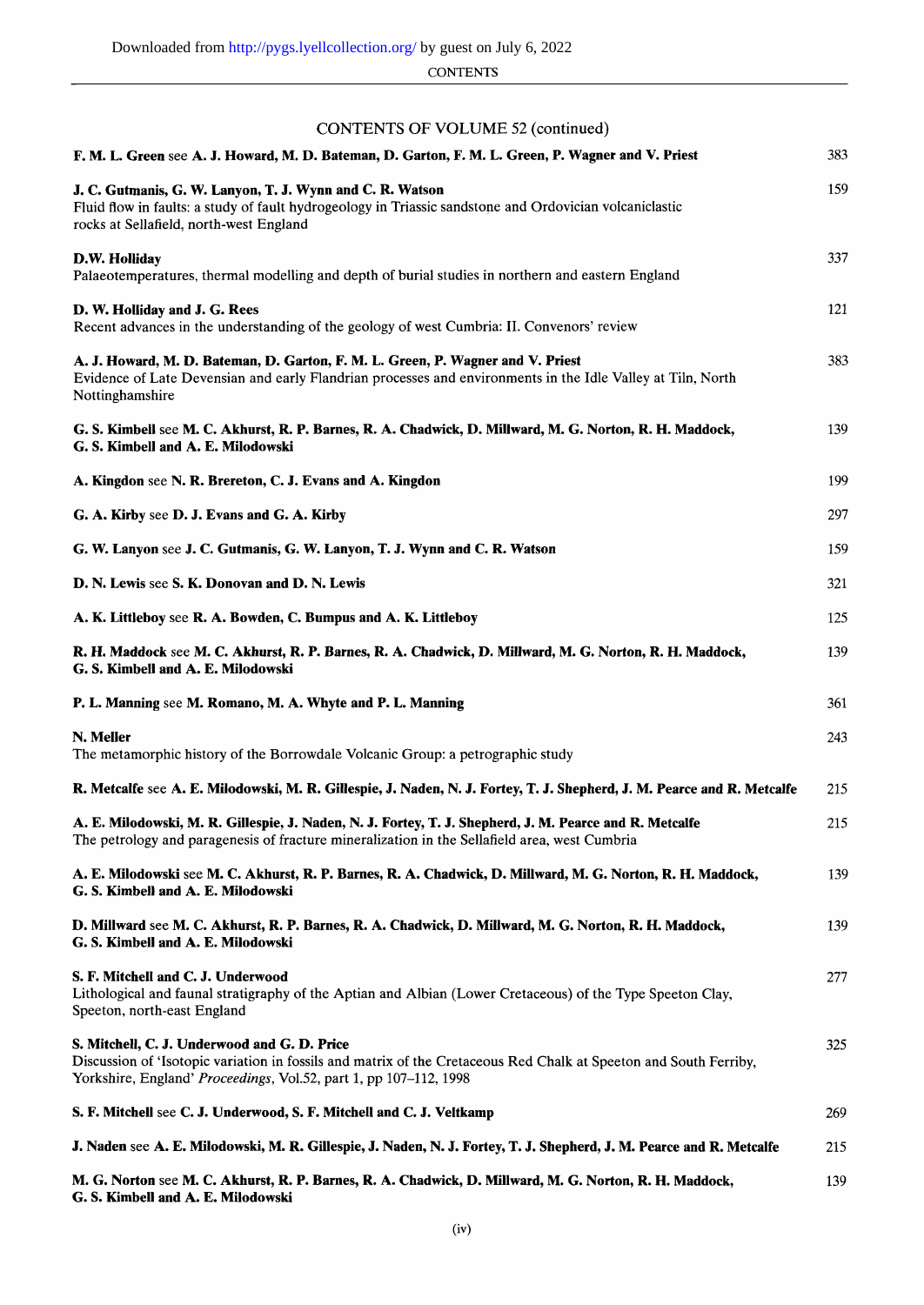## CONTENTS OF VOLUME 52 (continued)

**F. M. L. Green** see **A. J. Howard, M. D. Bateman, D. Garton, F. M. L. Green, P. Wagner and V. Priest** 383

**J. C. Gutmanis, G. W. Lanyon, T. J. Wynn and C. R. Watson** 159
Fluid flow in faults: a study of fault hydrogeology in Triassic sandstone and Ordovician volcaniclastic rocks at Sellafield, north-west England

**D.W. Holliday** 337
Palaeotemperatures, thermal modelling and depth of burial studies in northern and eastern England

**D. W. Holliday and J. G. Rees** 121
Recent advances in the understanding of the geology of west Cumbria: II. Convenors' review

**A. J. Howard, M. D. Bateman, D. Garton, F. M. L. Green, P. Wagner and V. Priest** 383
Evidence of Late Devensian and early Flandrian processes and environments in the Idle Valley at Tiln, North Nottinghamshire

**G. S. Kimbell** see **M. C. Akhurst, R. P. Barnes, R. A. Chadwick, D. Millward, M. G. Norton, R. H. Maddock, G. S. Kimbell and A. E. Milodowski** 139

**A. Kingdon** see **N. R. Brereton, C. J. Evans and A. Kingdon** 199

**G. A. Kirby** see **D. J. Evans and G. A. Kirby** 297

**G. W. Lanyon** see **J. C. Gutmanis, G. W. Lanyon, T. J. Wynn and C. R. Watson** 159

**D. N. Lewis** see **S. K. Donovan and D. N. Lewis** 321

**A. K. Littleboy** see **R. A. Bowden, C. Bumpus and A. K. Littleboy** 125

**R. H. Maddock** see **M. C. Akhurst, R. P. Barnes, R. A. Chadwick, D. Millward, M. G. Norton, R. H. Maddock, G. S. Kimbell and A. E. Milodowski** 139

**P. L. Manning** see **M. Romano, M. A. Whyte and P. L. Manning** 361

**N. Meller** 243
The metamorphic history of the Borrowdale Volcanic Group: a petrographic study

**R. Metcalfe** see **A. E. Milodowski, M. R. Gillespie, J. Naden, N. J. Fortey, T. J. Shepherd, J. M. Pearce and R. Metcalfe** 215

**A. E. Milodowski, M. R. Gillespie, J. Naden, N. J. Fortey, T. J. Shepherd, J. M. Pearce and R. Metcalfe** 215
The petrology and paragenesis of fracture mineralization in the Sellafield area, west Cumbria

**A. E. Milodowski** see **M. C. Akhurst, R. P. Barnes, R. A. Chadwick, D. Millward, M. G. Norton, R. H. Maddock, G. S. Kimbell and A. E. Milodowski** 139

**D. Millward** see **M. C. Akhurst, R. P. Barnes, R. A. Chadwick, D. Millward, M. G. Norton, R. H. Maddock, G. S. Kimbell and A. E. Milodowski** 139

**S. F. Mitchell and C. J. Underwood** 277
Lithological and faunal stratigraphy of the Aptian and Albian (Lower Cretaceous) of the Type Speeton Clay, Speeton, north-east England

**S. Mitchell, C. J. Underwood and G. D. Price** 325
Discussion of 'Isotopic variation in fossils and matrix of the Cretaceous Red Chalk at Speeton and South Ferriby, Yorkshire, England' *Proceedings*, Vol.52, part 1, pp 107–112, 1998

**S. F. Mitchell** see **C. J. Underwood, S. F. Mitchell and C. J. Veltkamp** 269

**J. Naden** see **A. E. Milodowski, M. R. Gillespie, J. Naden, N. J. Fortey, T. J. Shepherd, J. M. Pearce and R. Metcalfe** 215

**M. G. Norton** see **M. C. Akhurst, R. P. Barnes, R. A. Chadwick, D. Millward, M. G. Norton, R. H. Maddock, G. S. Kimbell and A. E. Milodowski** 139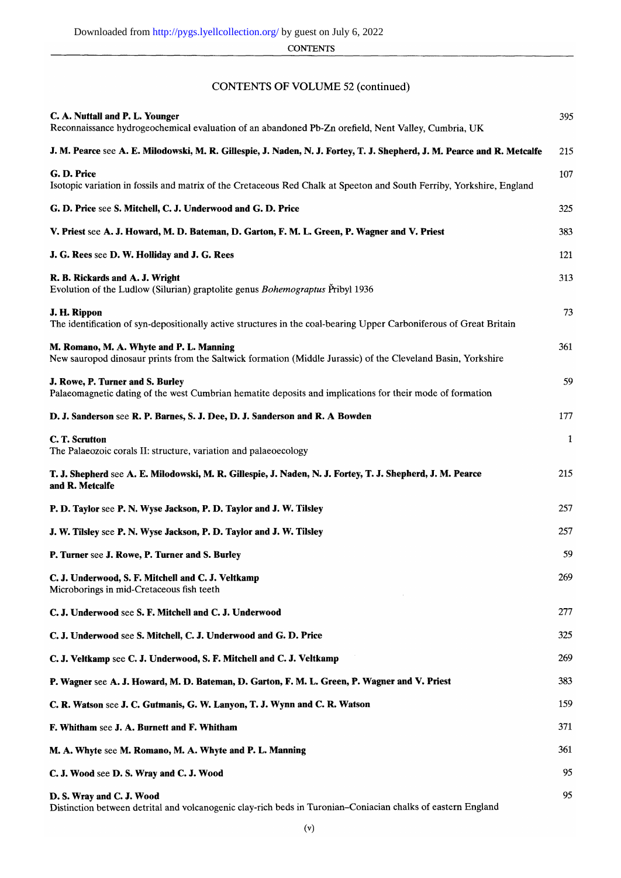## CONTENTS OF VOLUME 52 (continued)

| | |
|---|---|
| **C. A. Nuttall and P. L. Younger**<br>Reconnaissance hydrogeochemical evaluation of an abandoned Pb-Zn orefield, Nent Valley, Cumbria, UK | 395 |
| **J. M. Pearce** see **A. E. Milodowski, M. R. Gillespie, J. Naden, N. J. Fortey, T. J. Shepherd, J. M. Pearce and R. Metcalfe** | 215 |
| **G. D. Price**<br>Isotopic variation in fossils and matrix of the Cretaceous Red Chalk at Speeton and South Ferriby, Yorkshire, England | 107 |
| **G. D. Price** see **S. Mitchell, C. J. Underwood and G. D. Price** | 325 |
| **V. Priest** see **A. J. Howard, M. D. Bateman, D. Garton, F. M. L. Green, P. Wagner and V. Priest** | 383 |
| **J. G. Rees** see **D. W. Holliday and J. G. Rees** | 121 |
| **R. B. Rickards and A. J. Wright**<br>Evolution of the Ludlow (Silurian) graptolite genus *Bohemograptus* Přibyl 1936 | 313 |
| **J. H. Rippon**<br>The identification of syn-depositionally active structures in the coal-bearing Upper Carboniferous of Great Britain | 73 |
| **M. Romano, M. A. Whyte and P. L. Manning**<br>New sauropod dinosaur prints from the Saltwick formation (Middle Jurassic) of the Cleveland Basin, Yorkshire | 361 |
| **J. Rowe, P. Turner and S. Burley**<br>Palaeomagnetic dating of the west Cumbrian hematite deposits and implications for their mode of formation | 59 |
| **D. J. Sanderson** see **R. P. Barnes, S. J. Dee, D. J. Sanderson and R. A Bowden** | 177 |
| **C. T. Scrutton**<br>The Palaeozoic corals II: structure, variation and palaeoecology | 1 |
| **T. J. Shepherd** see **A. E. Milodowski, M. R. Gillespie, J. Naden, N. J. Fortey, T. J. Shepherd, J. M. Pearce and R. Metcalfe** | 215 |
| **P. D. Taylor** see **P. N. Wyse Jackson, P. D. Taylor and J. W. Tilsley** | 257 |
| **J. W. Tilsley** see **P. N. Wyse Jackson, P. D. Taylor and J. W. Tilsley** | 257 |
| **P. Turner** see **J. Rowe, P. Turner and S. Burley** | 59 |
| **C. J. Underwood, S. F. Mitchell and C. J. Veltkamp**<br>Microborings in mid-Cretaceous fish teeth | 269 |
| **C. J. Underwood** see **S. F. Mitchell and C. J. Underwood** | 277 |
| **C. J. Underwood** see **S. Mitchell, C. J. Underwood and G. D. Price** | 325 |
| **C. J. Veltkamp** see **C. J. Underwood, S. F. Mitchell and C. J. Veltkamp** | 269 |
| **P. Wagner** see **A. J. Howard, M. D. Bateman, D. Garton, F. M. L. Green, P. Wagner and V. Priest** | 383 |
| **C. R. Watson** see **J. C. Gutmanis, G. W. Lanyon, T. J. Wynn and C. R. Watson** | 159 |
| **F. Whitham** see **J. A. Burnett and F. Whitham** | 371 |
| **M. A. Whyte** see **M. Romano, M. A. Whyte and P. L. Manning** | 361 |
| **C. J. Wood** see **D. S. Wray and C. J. Wood** | 95 |
| **D. S. Wray and C. J. Wood**<br>Distinction between detrital and volcanogenic clay-rich beds in Turonian–Coniacian chalks of eastern England | 95 |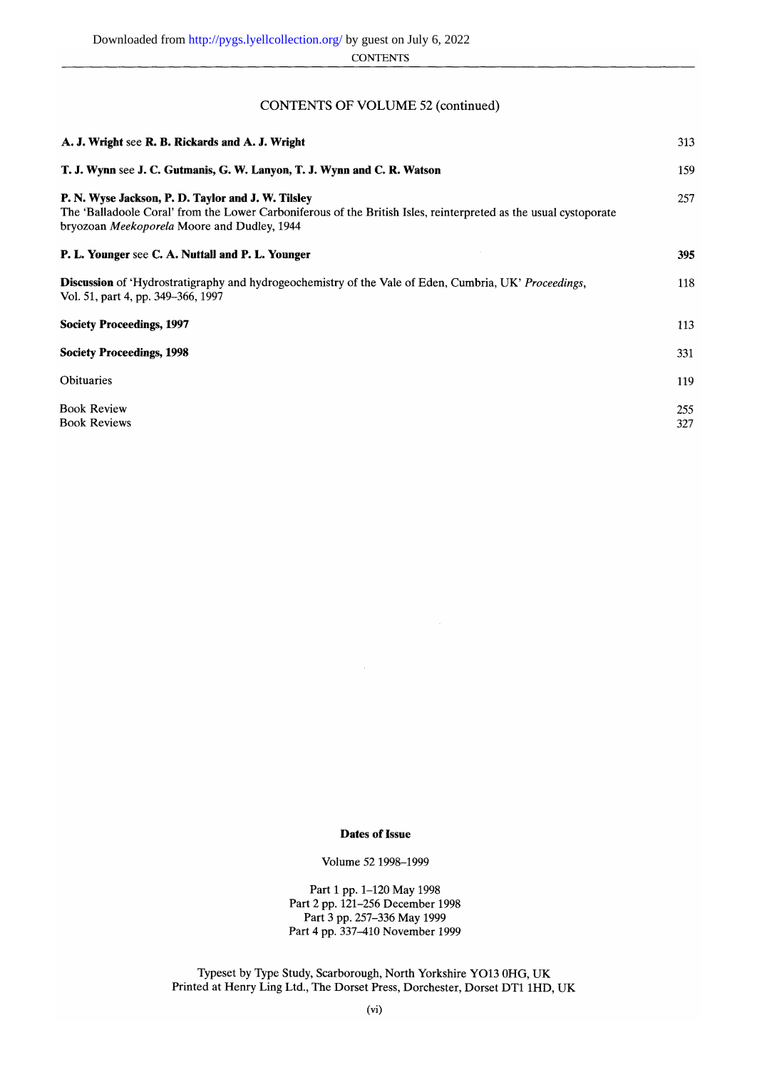## CONTENTS OF VOLUME 52 (continued)

**A. J. Wright** see **R. B. Rickards and A. J. Wright** 313

**T. J. Wynn** see **J. C. Gutmanis, G. W. Lanyon, T. J. Wynn and C. R. Watson** 159

**P. N. Wyse Jackson, P. D. Taylor and J. W. Tilsley** 257
The 'Balladoole Coral' from the Lower Carboniferous of the British Isles, reinterpreted as the usual cystoporate bryozoan *Meekoporela* Moore and Dudley, 1944

**P. L. Younger** see **C. A. Nuttall and P. L. Younger** **395**

**Discussion** of 'Hydrostratigraphy and hydrogeochemistry of the Vale of Eden, Cumbria, UK' *Proceedings*, Vol. 51, part 4, pp. 349–366, 1997 118

**Society Proceedings, 1997** 113

**Society Proceedings, 1998** 331

Obituaries 119

Book Review 255
Book Reviews 327

**Dates of Issue**

Volume 52 1998–1999

Part 1 pp. 1–120 May 1998
Part 2 pp. 121–256 December 1998
Part 3 pp. 257–336 May 1999
Part 4 pp. 337–410 November 1999

Typeset by Type Study, Scarborough, North Yorkshire YO13 0HG, UK
Printed at Henry Ling Ltd., The Dorset Press, Dorchester, Dorset DT1 1HD, UK